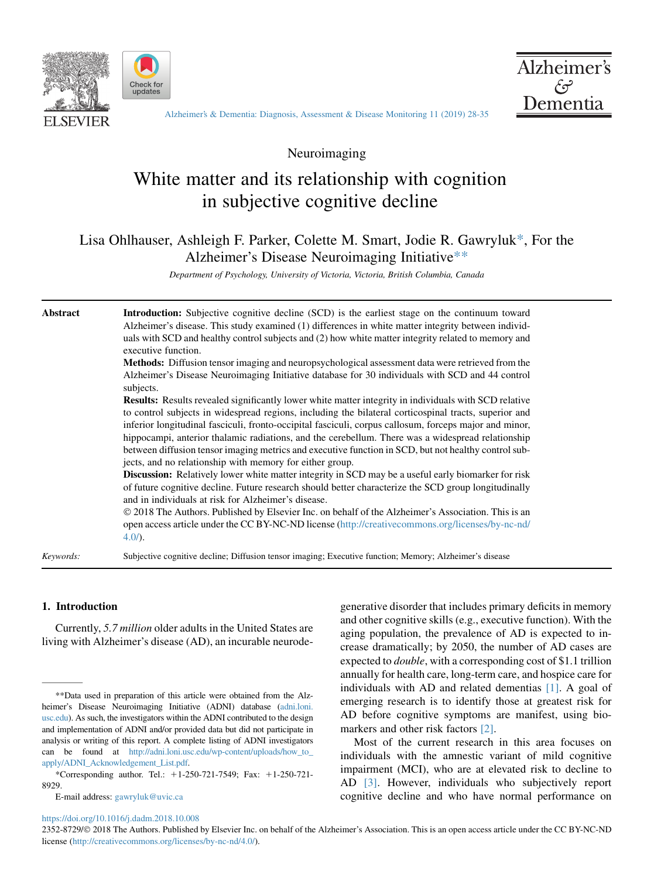Neuroimaging

# White matter and its relationship with cognition in subjective cognitive decline

Lisa Ohlhauser, Ashleigh F. Parker, Colette M. Smart, Jodie R. Gawryluk*, For the Alzheimer's Disease Neuroimaging Initiative**

*Department of Psychology, University of Victoria, Victoria, British Columbia, Canada*

**Abstract**

**Introduction:** Subjective cognitive decline (SCD) is the earliest stage on the continuum toward Alzheimer's disease. This study examined (1) differences in white matter integrity between individuals with SCD and healthy control subjects and (2) how white matter integrity related to memory and executive function.

**Methods:** Diffusion tensor imaging and neuropsychological assessment data were retrieved from the Alzheimer's Disease Neuroimaging Initiative database for 30 individuals with SCD and 44 control subjects.

**Results:** Results revealed significantly lower white matter integrity in individuals with SCD relative to control subjects in widespread regions, including the bilateral corticospinal tracts, superior and inferior longitudinal fasciculi, fronto-occipital fasciculi, corpus callosum, forceps major and minor, hippocampi, anterior thalamic radiations, and the cerebellum. There was a widespread relationship between diffusion tensor imaging metrics and executive function in SCD, but not healthy control subjects, and no relationship with memory for either group.

**Discussion:** Relatively lower white matter integrity in SCD may be a useful early biomarker for risk of future cognitive decline. Future research should better characterize the SCD group longitudinally and in individuals at risk for Alzheimer's disease.

© 2018 The Authors. Published by Elsevier Inc. on behalf of the Alzheimer's Association. This is an open access article under the CC BY-NC-ND license (http://creativecommons.org/licenses/by-nc-nd/4.0/).

*Keywords:* Subjective cognitive decline; Diffusion tensor imaging; Executive function; Memory; Alzheimer's disease

## 1. Introduction

Currently, *5.7 million* older adults in the United States are living with Alzheimer's disease (AD), an incurable neurodegenerative disorder that includes primary deficits in memory and other cognitive skills (e.g., executive function). With the aging population, the prevalence of AD is expected to increase dramatically; by 2050, the number of AD cases are expected to *double*, with a corresponding cost of $1.1 trillion annually for health care, long-term care, and hospice care for individuals with AD and related dementias [1]. A goal of emerging research is to identify those at greatest risk for AD before cognitive symptoms are manifest, using biomarkers and other risk factors [2].

Most of the current research in this area focuses on individuals with the amnestic variant of mild cognitive impairment (MCI), who are at elevated risk to decline to AD [3]. However, individuals who subjectively report cognitive decline and who have normal performance on

---

**Data used in preparation of this article were obtained from the Alzheimer's Disease Neuroimaging Initiative (ADNI) database (adni.loni.usc.edu). As such, the investigators within the ADNI contributed to the design and implementation of ADNI and/or provided data but did not participate in analysis or writing of this report. A complete listing of ADNI investigators can be found at http://adni.loni.usc.edu/wp-content/uploads/how_to_apply/ADNI_Acknowledgement_List.pdf.

*Corresponding author. Tel.: +1-250-721-7549; Fax: +1-250-721-8929.

E-mail address: gawryluk@uvic.ca

https://doi.org/10.1016/j.dadm.2018.10.008

2352-8729/© 2018 The Authors. Published by Elsevier Inc. on behalf of the Alzheimer's Association. This is an open access article under the CC BY-NC-ND license (http://creativecommons.org/licenses/by-nc-nd/4.0/).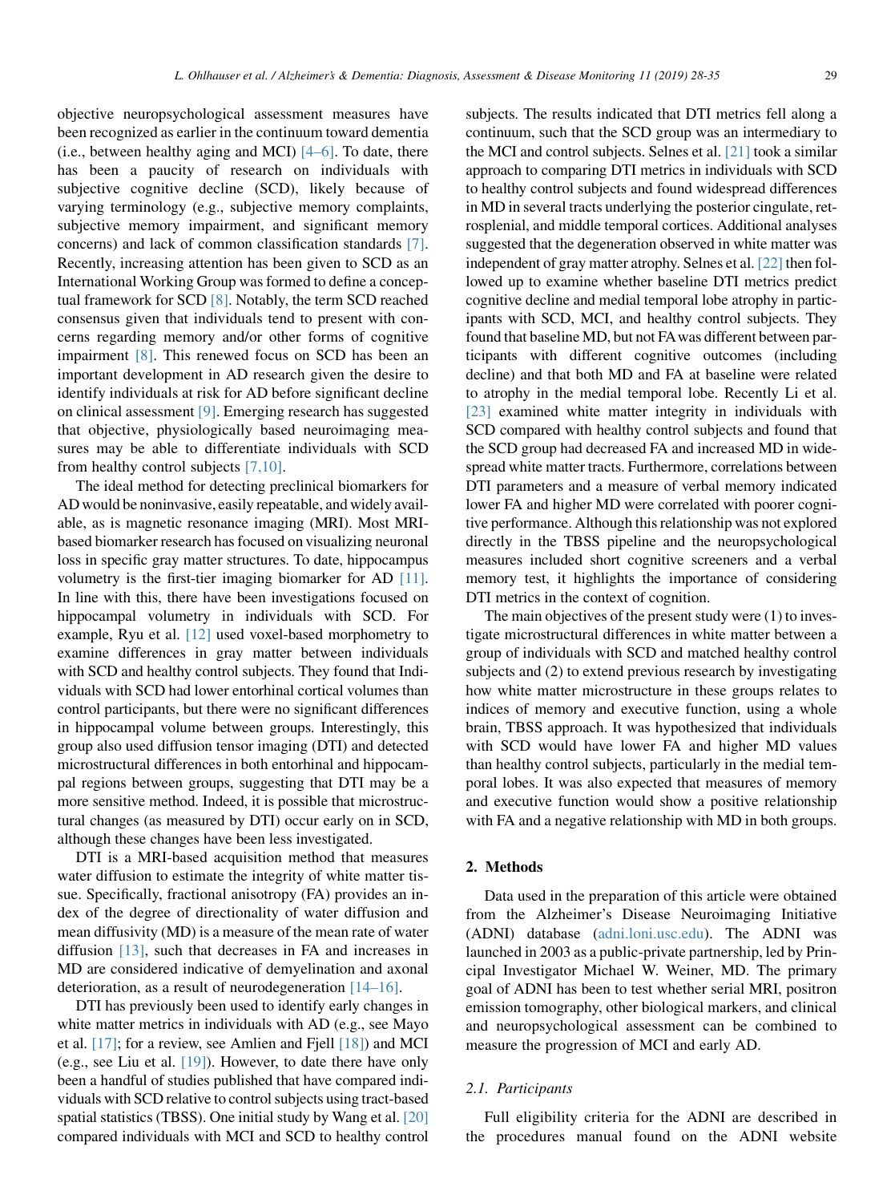objective neuropsychological assessment measures have been recognized as earlier in the continuum toward dementia (i.e., between healthy aging and MCI) [4–6]. To date, there has been a paucity of research on individuals with subjective cognitive decline (SCD), likely because of varying terminology (e.g., subjective memory complaints, subjective memory impairment, and significant memory concerns) and lack of common classification standards [7]. Recently, increasing attention has been given to SCD as an International Working Group was formed to define a conceptual framework for SCD [8]. Notably, the term SCD reached consensus given that individuals tend to present with concerns regarding memory and/or other forms of cognitive impairment [8]. This renewed focus on SCD has been an important development in AD research given the desire to identify individuals at risk for AD before significant decline on clinical assessment [9]. Emerging research has suggested that objective, physiologically based neuroimaging measures may be able to differentiate individuals with SCD from healthy control subjects [7,10].

The ideal method for detecting preclinical biomarkers for AD would be noninvasive, easily repeatable, and widely available, as is magnetic resonance imaging (MRI). Most MRI-based biomarker research has focused on visualizing neuronal loss in specific gray matter structures. To date, hippocampus volumetry is the first-tier imaging biomarker for AD [11]. In line with this, there have been investigations focused on hippocampal volumetry in individuals with SCD. For example, Ryu et al. [12] used voxel-based morphometry to examine differences in gray matter between individuals with SCD and healthy control subjects. They found that Individuals with SCD had lower entorhinal cortical volumes than control participants, but there were no significant differences in hippocampal volume between groups. Interestingly, this group also used diffusion tensor imaging (DTI) and detected microstructural differences in both entorhinal and hippocampal regions between groups, suggesting that DTI may be a more sensitive method. Indeed, it is possible that microstructural changes (as measured by DTI) occur early on in SCD, although these changes have been less investigated.

DTI is a MRI-based acquisition method that measures water diffusion to estimate the integrity of white matter tissue. Specifically, fractional anisotropy (FA) provides an index of the degree of directionality of water diffusion and mean diffusivity (MD) is a measure of the mean rate of water diffusion [13], such that decreases in FA and increases in MD are considered indicative of demyelination and axonal deterioration, as a result of neurodegeneration [14–16].

DTI has previously been used to identify early changes in white matter metrics in individuals with AD (e.g., see Mayo et al. [17]; for a review, see Amlien and Fjell [18]) and MCI (e.g., see Liu et al. [19]). However, to date there have only been a handful of studies published that have compared individuals with SCD relative to control subjects using tract-based spatial statistics (TBSS). One initial study by Wang et al. [20] compared individuals with MCI and SCD to healthy control subjects. The results indicated that DTI metrics fell along a continuum, such that the SCD group was an intermediary to the MCI and control subjects. Selnes et al. [21] took a similar approach to comparing DTI metrics in individuals with SCD to healthy control subjects and found widespread differences in MD in several tracts underlying the posterior cingulate, retrosplenial, and middle temporal cortices. Additional analyses suggested that the degeneration observed in white matter was independent of gray matter atrophy. Selnes et al. [22] then followed up to examine whether baseline DTI metrics predict cognitive decline and medial temporal lobe atrophy in participants with SCD, MCI, and healthy control subjects. They found that baseline MD, but not FA was different between participants with different cognitive outcomes (including decline) and that both MD and FA at baseline were related to atrophy in the medial temporal lobe. Recently Li et al. [23] examined white matter integrity in individuals with SCD compared with healthy control subjects and found that the SCD group had decreased FA and increased MD in widespread white matter tracts. Furthermore, correlations between DTI parameters and a measure of verbal memory indicated lower FA and higher MD were correlated with poorer cognitive performance. Although this relationship was not explored directly in the TBSS pipeline and the neuropsychological measures included short cognitive screeners and a verbal memory test, it highlights the importance of considering DTI metrics in the context of cognition.

The main objectives of the present study were (1) to investigate microstructural differences in white matter between a group of individuals with SCD and matched healthy control subjects and (2) to extend previous research by investigating how white matter microstructure in these groups relates to indices of memory and executive function, using a whole brain, TBSS approach. It was hypothesized that individuals with SCD would have lower FA and higher MD values than healthy control subjects, particularly in the medial temporal lobes. It was also expected that measures of memory and executive function would show a positive relationship with FA and a negative relationship with MD in both groups.

## 2. Methods

Data used in the preparation of this article were obtained from the Alzheimer's Disease Neuroimaging Initiative (ADNI) database (adni.loni.usc.edu). The ADNI was launched in 2003 as a public-private partnership, led by Principal Investigator Michael W. Weiner, MD. The primary goal of ADNI has been to test whether serial MRI, positron emission tomography, other biological markers, and clinical and neuropsychological assessment can be combined to measure the progression of MCI and early AD.

### 2.1. Participants

Full eligibility criteria for the ADNI are described in the procedures manual found on the ADNI website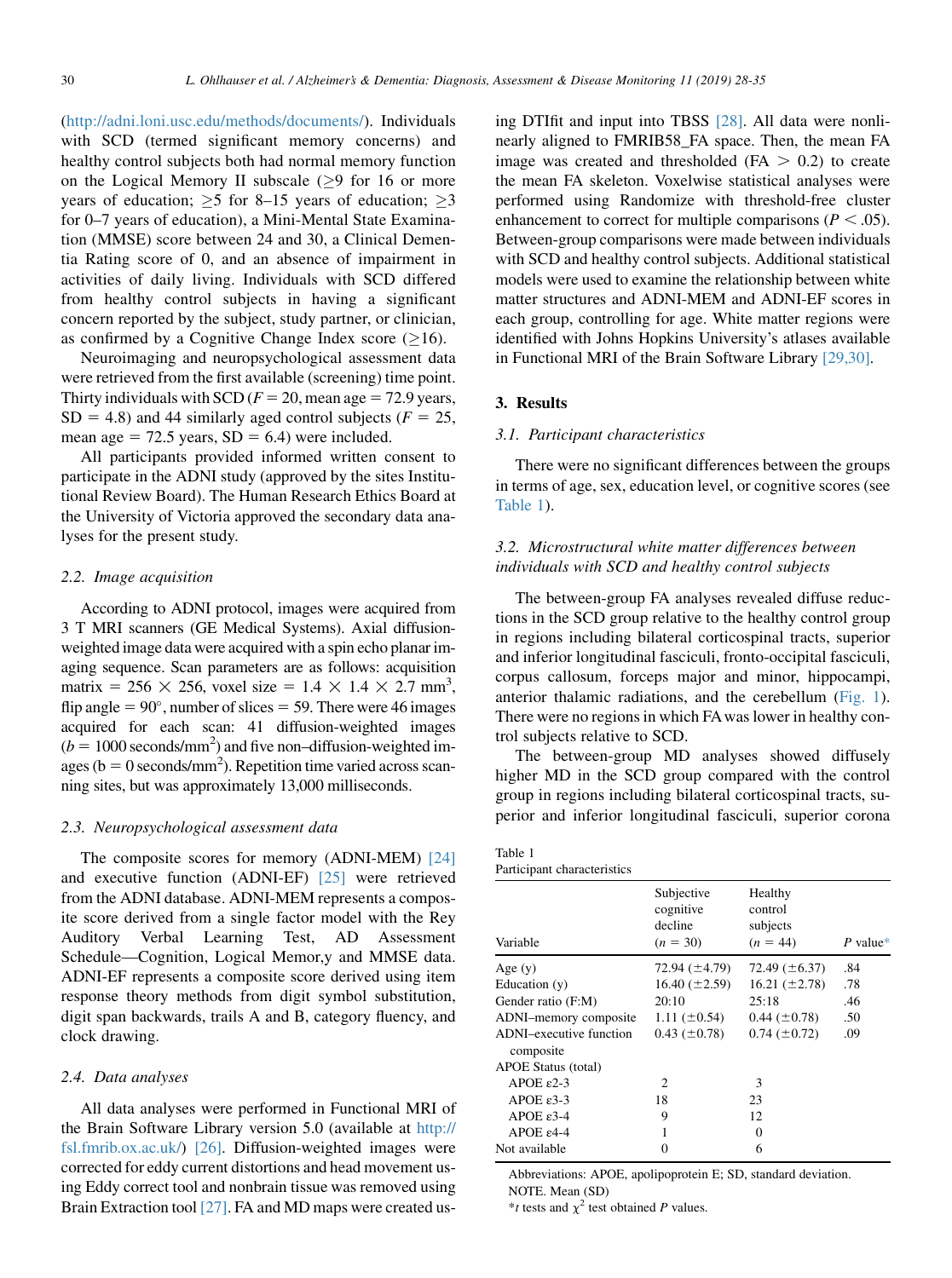(http://adni.loni.usc.edu/methods/documents/). Individuals with SCD (termed significant memory concerns) and healthy control subjects both had normal memory function on the Logical Memory II subscale (≥9 for 16 or more years of education; ≥5 for 8–15 years of education; ≥3 for 0–7 years of education), a Mini-Mental State Examination (MMSE) score between 24 and 30, a Clinical Dementia Rating score of 0, and an absence of impairment in activities of daily living. Individuals with SCD differed from healthy control subjects in having a significant concern reported by the subject, study partner, or clinician, as confirmed by a Cognitive Change Index score (≥16).

Neuroimaging and neuropsychological assessment data were retrieved from the first available (screening) time point. Thirty individuals with SCD (F = 20, mean age = 72.9 years, SD = 4.8) and 44 similarly aged control subjects (F = 25, mean age = 72.5 years, SD = 6.4) were included.

All participants provided informed written consent to participate in the ADNI study (approved by the sites Institutional Review Board). The Human Research Ethics Board at the University of Victoria approved the secondary data analyses for the present study.

### 2.2. Image acquisition

According to ADNI protocol, images were acquired from 3 T MRI scanners (GE Medical Systems). Axial diffusion-weighted image data were acquired with a spin echo planar imaging sequence. Scan parameters are as follows: acquisition matrix = 256 × 256, voxel size = 1.4 × 1.4 × 2.7 $mm^3$, flip angle = 90°, number of slices = 59. There were 46 images acquired for each scan: 41 diffusion-weighted images ($b = 1000$ seconds/$mm^2$) and five non–diffusion-weighted images ($b = 0$ seconds/$mm^2$). Repetition time varied across scanning sites, but was approximately 13,000 milliseconds.

### 2.3. Neuropsychological assessment data

The composite scores for memory (ADNI-MEM) [24] and executive function (ADNI-EF) [25] were retrieved from the ADNI database. ADNI-MEM represents a composite score derived from a single factor model with the Rey Auditory Verbal Learning Test, AD Assessment Schedule—Cognition, Logical Memor,y and MMSE data. ADNI-EF represents a composite score derived using item response theory methods from digit symbol substitution, digit span backwards, trails A and B, category fluency, and clock drawing.

### 2.4. Data analyses

All data analyses were performed in Functional MRI of the Brain Software Library version 5.0 (available at http://fsl.fmrib.ox.ac.uk/) [26]. Diffusion-weighted images were corrected for eddy current distortions and head movement using Eddy correct tool and nonbrain tissue was removed using Brain Extraction tool [27]. FA and MD maps were created using DTIfit and input into TBSS [28]. All data were nonlinearly aligned to FMRIB58_FA space. Then, the mean FA image was created and thresholded (FA > 0.2) to create the mean FA skeleton. Voxelwise statistical analyses were performed using Randomize with threshold-free cluster enhancement to correct for multiple comparisons ($P < .05$). Between-group comparisons were made between individuals with SCD and healthy control subjects. Additional statistical models were used to examine the relationship between white matter structures and ADNI-MEM and ADNI-EF scores in each group, controlling for age. White matter regions were identified with Johns Hopkins University's atlases available in Functional MRI of the Brain Software Library [29,30].

## 3. Results

### 3.1. Participant characteristics

There were no significant differences between the groups in terms of age, sex, education level, or cognitive scores (see Table 1).

### 3.2. Microstructural white matter differences between individuals with SCD and healthy control subjects

The between-group FA analyses revealed diffuse reductions in the SCD group relative to the healthy control group in regions including bilateral corticospinal tracts, superior and inferior longitudinal fasciculi, fronto-occipital fasciculi, corpus callosum, forceps major and minor, hippocampi, anterior thalamic radiations, and the cerebellum (Fig. 1). There were no regions in which FA was lower in healthy control subjects relative to SCD.

The between-group MD analyses showed diffusely higher MD in the SCD group compared with the control group in regions including bilateral corticospinal tracts, superior and inferior longitudinal fasciculi, superior corona

Table 1
Participant characteristics

| Variable | Subjective cognitive decline (n = 30) | Healthy control subjects (n = 44) | P value* |
|---|---|---|---|
| Age (y) | 72.94 (±4.79) | 72.49 (±6.37) | .84 |
| Education (y) | 16.40 (±2.59) | 16.21 (±2.78) | .78 |
| Gender ratio (F:M) | 20:10 | 25:18 | .46 |
| ADNI–memory composite | 1.11 (±0.54) | 0.44 (±0.78) | .50 |
| ADNI–executive function composite | 0.43 (±0.78) | 0.74 (±0.72) | .09 |
| APOE Status (total) | | | |
| APOE ε2-3 | 2 | 3 | |
| APOE ε3-3 | 18 | 23 | |
| APOE ε3-4 | 9 | 12 | |
| APOE ε4-4 | 1 | 0 | |
| Not available | 0 | 6 | |

Abbreviations: APOE, apolipoprotein E; SD, standard deviation.
NOTE. Mean (SD)
*$t$ tests and $\chi^2$ test obtained $P$ values.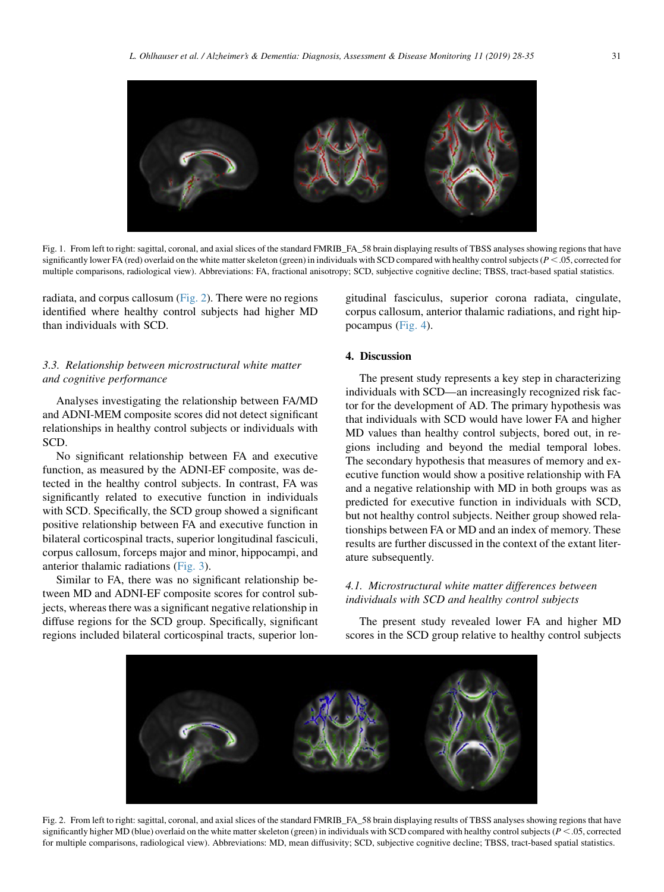Fig. 1. From left to right: sagittal, coronal, and axial slices of the standard FMRIB_FA_58 brain displaying results of TBSS analyses showing regions that have significantly lower FA (red) overlaid on the white matter skeleton (green) in individuals with SCD compared with healthy control subjects ($P < .05$, corrected for multiple comparisons, radiological view). Abbreviations: FA, fractional anisotropy; SCD, subjective cognitive decline; TBSS, tract-based spatial statistics.

radiata, and corpus callosum (Fig. 2). There were no regions identified where healthy control subjects had higher MD than individuals with SCD.

### 3.3. Relationship between microstructural white matter and cognitive performance

Analyses investigating the relationship between FA/MD and ADNI-MEM composite scores did not detect significant relationships in healthy control subjects or individuals with SCD.

No significant relationship between FA and executive function, as measured by the ADNI-EF composite, was detected in the healthy control subjects. In contrast, FA was significantly related to executive function in individuals with SCD. Specifically, the SCD group showed a significant positive relationship between FA and executive function in bilateral corticospinal tracts, superior longitudinal fasciculi, corpus callosum, forceps major and minor, hippocampi, and anterior thalamic radiations (Fig. 3).

Similar to FA, there was no significant relationship between MD and ADNI-EF composite scores for control subjects, whereas there was a significant negative relationship in diffuse regions for the SCD group. Specifically, significant regions included bilateral corticospinal tracts, superior longitudinal fasciculus, superior corona radiata, cingulate, corpus callosum, anterior thalamic radiations, and right hippocampus (Fig. 4).

## 4. Discussion

The present study represents a key step in characterizing individuals with SCD—an increasingly recognized risk factor for the development of AD. The primary hypothesis was that individuals with SCD would have lower FA and higher MD values than healthy control subjects, bored out, in regions including and beyond the medial temporal lobes. The secondary hypothesis that measures of memory and executive function would show a positive relationship with FA and a negative relationship with MD in both groups was as predicted for executive function in individuals with SCD, but not healthy control subjects. Neither group showed relationships between FA or MD and an index of memory. These results are further discussed in the context of the extant literature subsequently.

### 4.1. Microstructural white matter differences between individuals with SCD and healthy control subjects

The present study revealed lower FA and higher MD scores in the SCD group relative to healthy control subjects

Fig. 2. From left to right: sagittal, coronal, and axial slices of the standard FMRIB_FA_58 brain displaying results of TBSS analyses showing regions that have significantly higher MD (blue) overlaid on the white matter skeleton (green) in individuals with SCD compared with healthy control subjects ($P < .05$, corrected for multiple comparisons, radiological view). Abbreviations: MD, mean diffusivity; SCD, subjective cognitive decline; TBSS, tract-based spatial statistics.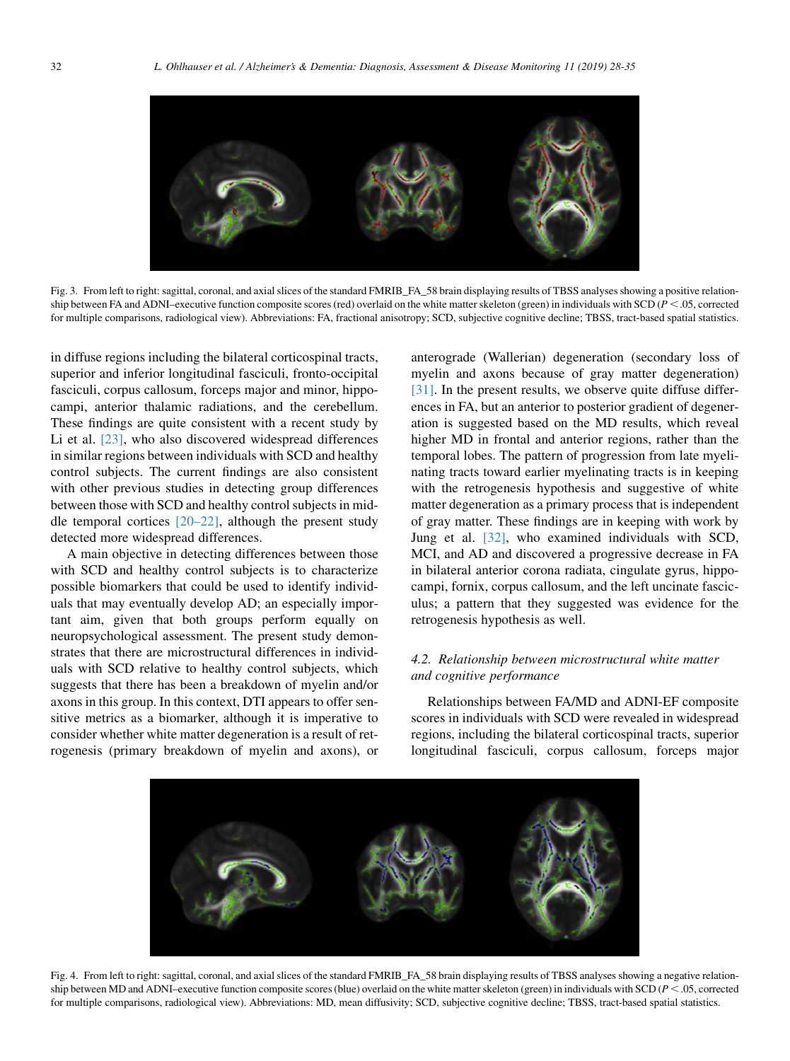Fig. 3. From left to right: sagittal, coronal, and axial slices of the standard FMRIB_FA_58 brain displaying results of TBSS analyses showing a positive relationship between FA and ADNI–executive function composite scores (red) overlaid on the white matter skeleton (green) in individuals with SCD ($P < .05$, corrected for multiple comparisons, radiological view). Abbreviations: FA, fractional anisotropy; SCD, subjective cognitive decline; TBSS, tract-based spatial statistics.

in diffuse regions including the bilateral corticospinal tracts, superior and inferior longitudinal fasciculi, fronto-occipital fasciculi, corpus callosum, forceps major and minor, hippocampi, anterior thalamic radiations, and the cerebellum. These findings are quite consistent with a recent study by Li et al. [23], who also discovered widespread differences in similar regions between individuals with SCD and healthy control subjects. The current findings are also consistent with other previous studies in detecting group differences between those with SCD and healthy control subjects in middle temporal cortices [20–22], although the present study detected more widespread differences.

A main objective in detecting differences between those with SCD and healthy control subjects is to characterize possible biomarkers that could be used to identify individuals that may eventually develop AD; an especially important aim, given that both groups perform equally on neuropsychological assessment. The present study demonstrates that there are microstructural differences in individuals with SCD relative to healthy control subjects, which suggests that there has been a breakdown of myelin and/or axons in this group. In this context, DTI appears to offer sensitive metrics as a biomarker, although it is imperative to consider whether white matter degeneration is a result of retrogenesis (primary breakdown of myelin and axons), or anterograde (Wallerian) degeneration (secondary loss of myelin and axons because of gray matter degeneration) [31]. In the present results, we observe quite diffuse differences in FA, but an anterior to posterior gradient of degeneration is suggested based on the MD results, which reveal higher MD in frontal and anterior regions, rather than the temporal lobes. The pattern of progression from late myelinating tracts toward earlier myelinating tracts is in keeping with the retrogenesis hypothesis and suggestive of white matter degeneration as a primary process that is independent of gray matter. These findings are in keeping with work by Jung et al. [32], who examined individuals with SCD, MCI, and AD and discovered a progressive decrease in FA in bilateral anterior corona radiata, cingulate gyrus, hippocampi, fornix, corpus callosum, and the left uncinate fasciculus; a pattern that they suggested was evidence for the retrogenesis hypothesis as well.

### *4.2. Relationship between microstructural white matter and cognitive performance*

Relationships between FA/MD and ADNI-EF composite scores in individuals with SCD were revealed in widespread regions, including the bilateral corticospinal tracts, superior longitudinal fasciculi, corpus callosum, forceps major

Fig. 4. From left to right: sagittal, coronal, and axial slices of the standard FMRIB_FA_58 brain displaying results of TBSS analyses showing a negative relationship between MD and ADNI–executive function composite scores (blue) overlaid on the white matter skeleton (green) in individuals with SCD ($P < .05$, corrected for multiple comparisons, radiological view). Abbreviations: MD, mean diffusivity; SCD, subjective cognitive decline; TBSS, tract-based spatial statistics.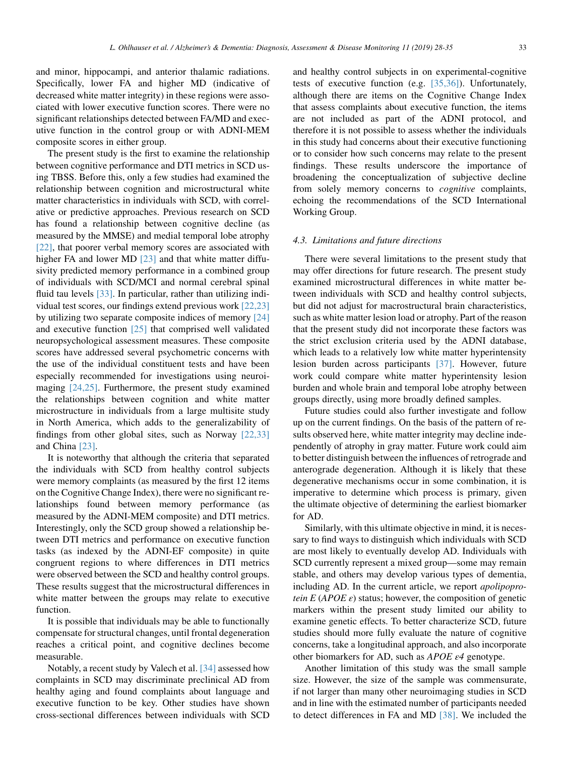and minor, hippocampi, and anterior thalamic radiations. Specifically, lower FA and higher MD (indicative of decreased white matter integrity) in these regions were associated with lower executive function scores. There were no significant relationships detected between FA/MD and executive function in the control group or with ADNI-MEM composite scores in either group.

The present study is the first to examine the relationship between cognitive performance and DTI metrics in SCD using TBSS. Before this, only a few studies had examined the relationship between cognition and microstructural white matter characteristics in individuals with SCD, with correlative or predictive approaches. Previous research on SCD has found a relationship between cognitive decline (as measured by the MMSE) and medial temporal lobe atrophy [22], that poorer verbal memory scores are associated with higher FA and lower MD [23] and that white matter diffusivity predicted memory performance in a combined group of individuals with SCD/MCI and normal cerebral spinal fluid tau levels [33]. In particular, rather than utilizing individual test scores, our findings extend previous work [22,23] by utilizing two separate composite indices of memory [24] and executive function [25] that comprised well validated neuropsychological assessment measures. These composite scores have addressed several psychometric concerns with the use of the individual constituent tests and have been especially recommended for investigations using neuroimaging [24,25]. Furthermore, the present study examined the relationships between cognition and white matter microstructure in individuals from a large multisite study in North America, which adds to the generalizability of findings from other global sites, such as Norway [22,33] and China [23].

It is noteworthy that although the criteria that separated the individuals with SCD from healthy control subjects were memory complaints (as measured by the first 12 items on the Cognitive Change Index), there were no significant relationships found between memory performance (as measured by the ADNI-MEM composite) and DTI metrics. Interestingly, only the SCD group showed a relationship between DTI metrics and performance on executive function tasks (as indexed by the ADNI-EF composite) in quite congruent regions to where differences in DTI metrics were observed between the SCD and healthy control groups. These results suggest that the microstructural differences in white matter between the groups may relate to executive function.

It is possible that individuals may be able to functionally compensate for structural changes, until frontal degeneration reaches a critical point, and cognitive declines become measurable.

Notably, a recent study by Valech et al. [34] assessed how complaints in SCD may discriminate preclinical AD from healthy aging and found complaints about language and executive function to be key. Other studies have shown cross-sectional differences between individuals with SCD and healthy control subjects in on experimental-cognitive tests of executive function (e.g. [35,36]). Unfortunately, although there are items on the Cognitive Change Index that assess complaints about executive function, the items are not included as part of the ADNI protocol, and therefore it is not possible to assess whether the individuals in this study had concerns about their executive functioning or to consider how such concerns may relate to the present findings. These results underscore the importance of broadening the conceptualization of subjective decline from solely memory concerns to *cognitive* complaints, echoing the recommendations of the SCD International Working Group.

### 4.3. Limitations and future directions

There were several limitations to the present study that may offer directions for future research. The present study examined microstructural differences in white matter between individuals with SCD and healthy control subjects, but did not adjust for macrostructural brain characteristics, such as white matter lesion load or atrophy. Part of the reason that the present study did not incorporate these factors was the strict exclusion criteria used by the ADNI database, which leads to a relatively low white matter hyperintensity lesion burden across participants [37]. However, future work could compare white matter hyperintensity lesion burden and whole brain and temporal lobe atrophy between groups directly, using more broadly defined samples.

Future studies could also further investigate and follow up on the current findings. On the basis of the pattern of results observed here, white matter integrity may decline independently of atrophy in gray matter. Future work could aim to better distinguish between the influences of retrograde and anterograde degeneration. Although it is likely that these degenerative mechanisms occur in some combination, it is imperative to determine which process is primary, given the ultimate objective of determining the earliest biomarker for AD.

Similarly, with this ultimate objective in mind, it is necessary to find ways to distinguish which individuals with SCD are most likely to eventually develop AD. Individuals with SCD currently represent a mixed group—some may remain stable, and others may develop various types of dementia, including AD. In the current article, we report *apolipoprotein E* (*APOE* $\varepsilon$) status; however, the composition of genetic markers within the present study limited our ability to examine genetic effects. To better characterize SCD, future studies should more fully evaluate the nature of cognitive concerns, take a longitudinal approach, and also incorporate other biomarkers for AD, such as *APOE* $\varepsilon 4$ genotype.

Another limitation of this study was the small sample size. However, the size of the sample was commensurate, if not larger than many other neuroimaging studies in SCD and in line with the estimated number of participants needed to detect differences in FA and MD [38]. We included the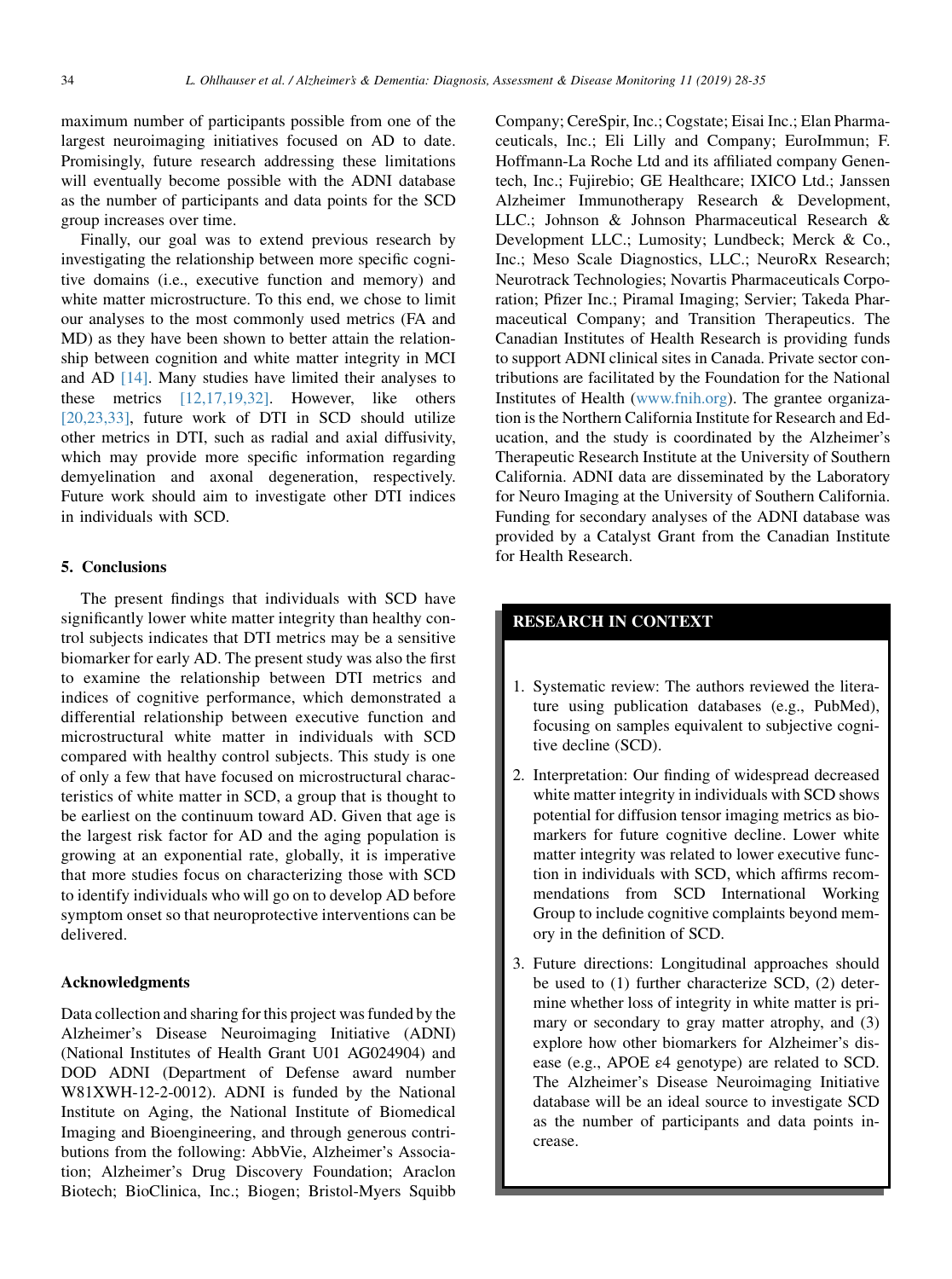maximum number of participants possible from one of the largest neuroimaging initiatives focused on AD to date. Promisingly, future research addressing these limitations will eventually become possible with the ADNI database as the number of participants and data points for the SCD group increases over time.

Finally, our goal was to extend previous research by investigating the relationship between more specific cognitive domains (i.e., executive function and memory) and white matter microstructure. To this end, we chose to limit our analyses to the most commonly used metrics (FA and MD) as they have been shown to better attain the relationship between cognition and white matter integrity in MCI and AD [14]. Many studies have limited their analyses to these metrics [12,17,19,32]. However, like others [20,23,33], future work of DTI in SCD should utilize other metrics in DTI, such as radial and axial diffusivity, which may provide more specific information regarding demyelination and axonal degeneration, respectively. Future work should aim to investigate other DTI indices in individuals with SCD.

## 5. Conclusions

The present findings that individuals with SCD have significantly lower white matter integrity than healthy control subjects indicates that DTI metrics may be a sensitive biomarker for early AD. The present study was also the first to examine the relationship between DTI metrics and indices of cognitive performance, which demonstrated a differential relationship between executive function and microstructural white matter in individuals with SCD compared with healthy control subjects. This study is one of only a few that have focused on microstructural characteristics of white matter in SCD, a group that is thought to be earliest on the continuum toward AD. Given that age is the largest risk factor for AD and the aging population is growing at an exponential rate, globally, it is imperative that more studies focus on characterizing those with SCD to identify individuals who will go on to develop AD before symptom onset so that neuroprotective interventions can be delivered.

### Acknowledgments

Data collection and sharing for this project was funded by the Alzheimer's Disease Neuroimaging Initiative (ADNI) (National Institutes of Health Grant U01 AG024904) and DOD ADNI (Department of Defense award number W81XWH-12-2-0012). ADNI is funded by the National Institute on Aging, the National Institute of Biomedical Imaging and Bioengineering, and through generous contributions from the following: AbbVie, Alzheimer's Association; Alzheimer's Drug Discovery Foundation; Araclon Biotech; BioClinica, Inc.; Biogen; Bristol-Myers Squibb Company; CereSpir, Inc.; Cogstate; Eisai Inc.; Elan Pharmaceuticals, Inc.; Eli Lilly and Company; EuroImmun; F. Hoffmann-La Roche Ltd and its affiliated company Genentech, Inc.; Fujirebio; GE Healthcare; IXICO Ltd.; Janssen Alzheimer Immunotherapy Research & Development, LLC.; Johnson & Johnson Pharmaceutical Research & Development LLC.; Lumosity; Lundbeck; Merck & Co., Inc.; Meso Scale Diagnostics, LLC.; NeuroRx Research; Neurotrack Technologies; Novartis Pharmaceuticals Corporation; Pfizer Inc.; Piramal Imaging; Servier; Takeda Pharmaceutical Company; and Transition Therapeutics. The Canadian Institutes of Health Research is providing funds to support ADNI clinical sites in Canada. Private sector contributions are facilitated by the Foundation for the National Institutes of Health (www.fnih.org). The grantee organization is the Northern California Institute for Research and Education, and the study is coordinated by the Alzheimer's Therapeutic Research Institute at the University of Southern California. ADNI data are disseminated by the Laboratory for Neuro Imaging at the University of Southern California. Funding for secondary analyses of the ADNI database was provided by a Catalyst Grant from the Canadian Institute for Health Research.

**RESEARCH IN CONTEXT**

1. Systematic review: The authors reviewed the literature using publication databases (e.g., PubMed), focusing on samples equivalent to subjective cognitive decline (SCD).
2. Interpretation: Our finding of widespread decreased white matter integrity in individuals with SCD shows potential for diffusion tensor imaging metrics as biomarkers for future cognitive decline. Lower white matter integrity was related to lower executive function in individuals with SCD, which affirms recommendations from SCD International Working Group to include cognitive complaints beyond memory in the definition of SCD.
3. Future directions: Longitudinal approaches should be used to (1) further characterize SCD, (2) determine whether loss of integrity in white matter is primary or secondary to gray matter atrophy, and (3) explore how other biomarkers for Alzheimer's disease (e.g., APOE ε4 genotype) are related to SCD. The Alzheimer's Disease Neuroimaging Initiative database will be an ideal source to investigate SCD as the number of participants and data points increase.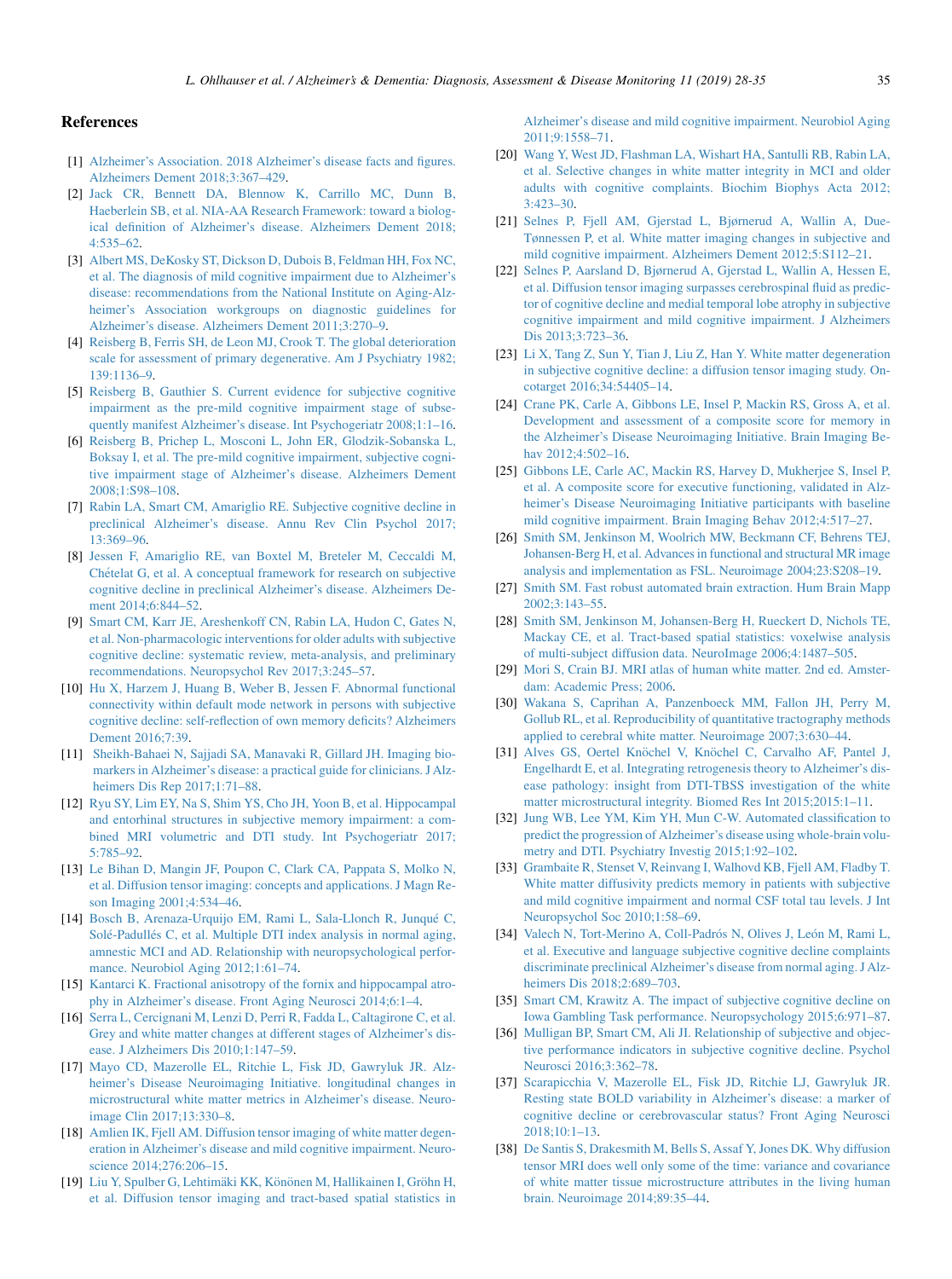## References

[1] Alzheimer's Association. 2018 Alzheimer's disease facts and figures. Alzheimers Dement 2018;3:367–429.

[2] Jack CR, Bennett DA, Blennow K, Carrillo MC, Dunn B, Haeberlein SB, et al. NIA-AA Research Framework: toward a biological definition of Alzheimer's disease. Alzheimers Dement 2018; 4:535–62.

[3] Albert MS, DeKosky ST, Dickson D, Dubois B, Feldman HH, Fox NC, et al. The diagnosis of mild cognitive impairment due to Alzheimer's disease: recommendations from the National Institute on Aging-Alzheimer's Association workgroups on diagnostic guidelines for Alzheimer's disease. Alzheimers Dement 2011;3:270–9.

[4] Reisberg B, Ferris SH, de Leon MJ, Crook T. The global deterioration scale for assessment of primary degenerative. Am J Psychiatry 1982; 139:1136–9.

[5] Reisberg B, Gauthier S. Current evidence for subjective cognitive impairment as the pre-mild cognitive impairment stage of subsequently manifest Alzheimer's disease. Int Psychogeriatr 2008;1:1–16.

[6] Reisberg B, Prichep L, Mosconi L, John ER, Glodzik-Sobanska L, Boksay I, et al. The pre-mild cognitive impairment, subjective cognitive impairment stage of Alzheimer's disease. Alzheimers Dement 2008;1:S98–108.

[7] Rabin LA, Smart CM, Amariglio RE. Subjective cognitive decline in preclinical Alzheimer's disease. Annu Rev Clin Psychol 2017; 13:369–96.

[8] Jessen F, Amariglio RE, van Boxtel M, Breteler M, Ceccaldi M, Chételat G, et al. A conceptual framework for research on subjective cognitive decline in preclinical Alzheimer's disease. Alzheimers Dement 2014;6:844–52.

[9] Smart CM, Karr JE, Areshenkoff CN, Rabin LA, Hudon C, Gates N, et al. Non-pharmacologic interventions for older adults with subjective cognitive decline: systematic review, meta-analysis, and preliminary recommendations. Neuropsychol Rev 2017;3:245–57.

[10] Hu X, Harzem J, Huang B, Weber B, Jessen F. Abnormal functional connectivity within default mode network in persons with subjective cognitive decline: self-reflection of own memory deficits? Alzheimers Dement 2016;7:39.

[11] Sheikh-Bahaei N, Sajjadi SA, Manavaki R, Gillard JH. Imaging biomarkers in Alzheimer's disease: a practical guide for clinicians. J Alzheimers Dis Rep 2017;1:71–88.

[12] Ryu SY, Lim EY, Na S, Shim YS, Cho JH, Yoon B, et al. Hippocampal and entorhinal structures in subjective memory impairment: a combined MRI volumetric and DTI study. Int Psychogeriatr 2017; 5:785–92.

[13] Le Bihan D, Mangin JF, Poupon C, Clark CA, Pappata S, Molko N, et al. Diffusion tensor imaging: concepts and applications. J Magn Reson Imaging 2001;4:534–46.

[14] Bosch B, Arenaza-Urquijo EM, Rami L, Sala-Llonch R, Junqué C, Solé-Padullés C, et al. Multiple DTI index analysis in normal aging, amnestic MCI and AD. Relationship with neuropsychological performance. Neurobiol Aging 2012;1:61–74.

[15] Kantarci K. Fractional anisotropy of the fornix and hippocampal atrophy in Alzheimer's disease. Front Aging Neurosci 2014;6:1–4.

[16] Serra L, Cercignani M, Lenzi D, Perri R, Fadda L, Caltagirone C, et al. Grey and white matter changes at different stages of Alzheimer's disease. J Alzheimers Dis 2010;1:147–59.

[17] Mayo CD, Mazerolle EL, Ritchie L, Fisk JD, Gawryluk JR. Alzheimer's Disease Neuroimaging Initiative. longitudinal changes in microstructural white matter metrics in Alzheimer's disease. Neuroimage Clin 2017;13:330–8.

[18] Amlien IK, Fjell AM. Diffusion tensor imaging of white matter degeneration in Alzheimer's disease and mild cognitive impairment. Neuroscience 2014;276:206–15.

[19] Liu Y, Spulber G, Lehtimäki KK, Könönen M, Hallikainen I, Gröhn H, et al. Diffusion tensor imaging and tract-based spatial statistics in Alzheimer's disease and mild cognitive impairment. Neurobiol Aging 2011;9:1558–71.

[20] Wang Y, West JD, Flashman LA, Wishart HA, Santulli RB, Rabin LA, et al. Selective changes in white matter integrity in MCI and older adults with cognitive complaints. Biochim Biophys Acta 2012; 3:423–30.

[21] Selnes P, Fjell AM, Gjerstad L, Bjørnerud A, Wallin A, Due-Tønnessen P, et al. White matter imaging changes in subjective and mild cognitive impairment. Alzheimers Dement 2012;5:S112–21.

[22] Selnes P, Aarsland D, Bjørnerud A, Gjerstad L, Wallin A, Hessen E, et al. Diffusion tensor imaging surpasses cerebrospinal fluid as predictor of cognitive decline and medial temporal lobe atrophy in subjective cognitive impairment and mild cognitive impairment. J Alzheimers Dis 2013;3:723–36.

[23] Li X, Tang Z, Sun Y, Tian J, Liu Z, Han Y. White matter degeneration in subjective cognitive decline: a diffusion tensor imaging study. Oncotarget 2016;34:54405–14.

[24] Crane PK, Carle A, Gibbons LE, Insel P, Mackin RS, Gross A, et al. Development and assessment of a composite score for memory in the Alzheimer's Disease Neuroimaging Initiative. Brain Imaging Behav 2012;4:502–16.

[25] Gibbons LE, Carle AC, Mackin RS, Harvey D, Mukherjee S, Insel P, et al. A composite score for executive functioning, validated in Alzheimer's Disease Neuroimaging Initiative participants with baseline mild cognitive impairment. Brain Imaging Behav 2012;4:517–27.

[26] Smith SM, Jenkinson M, Woolrich MW, Beckmann CF, Behrens TEJ, Johansen-Berg H, et al. Advances in functional and structural MR image analysis and implementation as FSL. Neuroimage 2004;23:S208–19.

[27] Smith SM. Fast robust automated brain extraction. Hum Brain Mapp 2002;3:143–55.

[28] Smith SM, Jenkinson M, Johansen-Berg H, Rueckert D, Nichols TE, Mackay CE, et al. Tract-based spatial statistics: voxelwise analysis of multi-subject diffusion data. NeuroImage 2006;4:1487–505.

[29] Mori S, Crain BJ. MRI atlas of human white matter. 2nd ed. Amsterdam: Academic Press; 2006.

[30] Wakana S, Caprihan A, Panzenboeck MM, Fallon JH, Perry M, Gollub RL, et al. Reproducibility of quantitative tractography methods applied to cerebral white matter. Neuroimage 2007;3:630–44.

[31] Alves GS, Oertel Knöchel V, Knöchel C, Carvalho AF, Pantel J, Engelhardt E, et al. Integrating retrogenesis theory to Alzheimer's disease pathology: insight from DTI-TBSS investigation of the white matter microstructural integrity. Biomed Res Int 2015;2015:1–11.

[32] Jung WB, Lee YM, Kim YH, Mun C-W. Automated classification to predict the progression of Alzheimer's disease using whole-brain volumetry and DTI. Psychiatry Investig 2015;1:92–102.

[33] Grambaite R, Stenset V, Reinvang I, Walhovd KB, Fjell AM, Fladby T. White matter diffusivity predicts memory in patients with subjective and mild cognitive impairment and normal CSF total tau levels. J Int Neuropsychol Soc 2010;1:58–69.

[34] Valech N, Tort-Merino A, Coll-Padrós N, Olives J, León M, Rami L, et al. Executive and language subjective cognitive decline complaints discriminate preclinical Alzheimer's disease from normal aging. J Alzheimers Dis 2018;2:689–703.

[35] Smart CM, Krawitz A. The impact of subjective cognitive decline on Iowa Gambling Task performance. Neuropsychology 2015;6:971–87.

[36] Mulligan BP, Smart CM, Ali JI. Relationship of subjective and objective performance indicators in subjective cognitive decline. Psychol Neurosci 2016;3:362–78.

[37] Scarapicchia V, Mazerolle EL, Fisk JD, Ritchie LJ, Gawryluk JR. Resting state BOLD variability in Alzheimer's disease: a marker of cognitive decline or cerebrovascular status? Front Aging Neurosci 2018;10:1–13.

[38] De Santis S, Drakesmith M, Bells S, Assaf Y, Jones DK. Why diffusion tensor MRI does well only some of the time: variance and covariance of white matter tissue microstructure attributes in the living human brain. Neuroimage 2014;89:35–44.